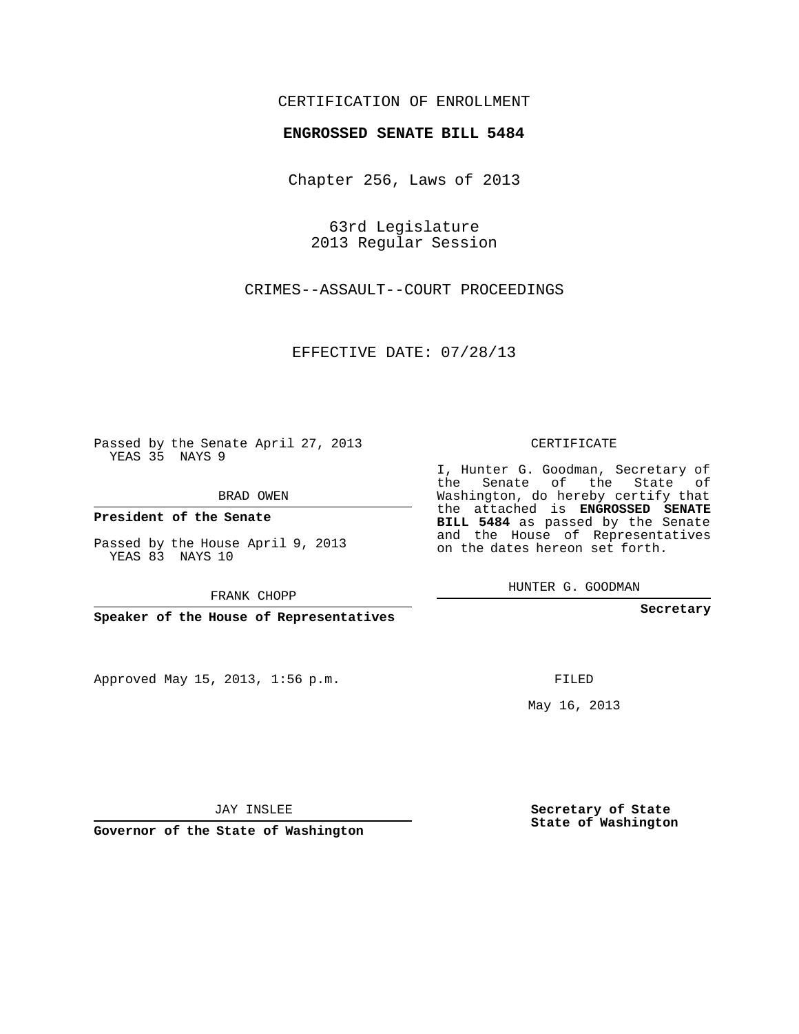CERTIFICATION OF ENROLLMENT

**ENGROSSED SENATE BILL 5484**

Chapter 256, Laws of 2013

63rd Legislature
2013 Regular Session

CRIMES--ASSAULT--COURT PROCEEDINGS

EFFECTIVE DATE: 07/28/13

Passed by the Senate April 27, 2013
YEAS 35 NAYS 9

BRAD OWEN

**President of the Senate**

Passed by the House April 9, 2013
YEAS 83 NAYS 10

FRANK CHOPP

**Speaker of the House of Representatives**

Approved May 15, 2013, 1:56 p.m.

JAY INSLEE

**Governor of the State of Washington**

CERTIFICATE

I, Hunter G. Goodman, Secretary of the Senate of the State of Washington, do hereby certify that the attached is **ENGROSSED SENATE BILL 5484** as passed by the Senate and the House of Representatives on the dates hereon set forth.

HUNTER G. GOODMAN

**Secretary**

FILED

May 16, 2013

**Secretary of State**
**State of Washington**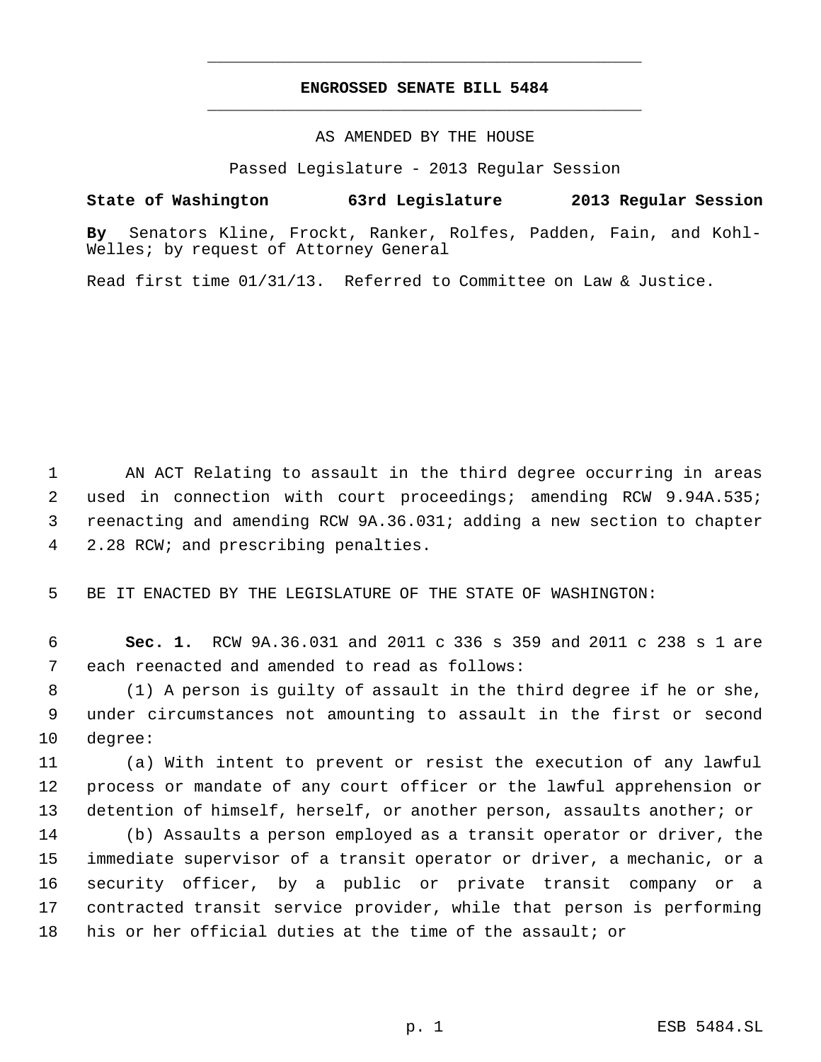# ENGROSSED SENATE BILL 5484

AS AMENDED BY THE HOUSE

Passed Legislature - 2013 Regular Session

**State of Washington 63rd Legislature 2013 Regular Session**

**By** Senators Kline, Frockt, Ranker, Rolfes, Padden, Fain, and Kohl-Welles; by request of Attorney General

Read first time 01/31/13. Referred to Committee on Law & Justice.

AN ACT Relating to assault in the third degree occurring in areas used in connection with court proceedings; amending RCW 9.94A.535; reenacting and amending RCW 9A.36.031; adding a new section to chapter 2.28 RCW; and prescribing penalties.

BE IT ENACTED BY THE LEGISLATURE OF THE STATE OF WASHINGTON:

**Sec. 1.** RCW 9A.36.031 and 2011 c 336 s 359 and 2011 c 238 s 1 are each reenacted and amended to read as follows:

(1) A person is guilty of assault in the third degree if he or she, under circumstances not amounting to assault in the first or second degree:

(a) With intent to prevent or resist the execution of any lawful process or mandate of any court officer or the lawful apprehension or detention of himself, herself, or another person, assaults another; or

(b) Assaults a person employed as a transit operator or driver, the immediate supervisor of a transit operator or driver, a mechanic, or a security officer, by a public or private transit company or a contracted transit service provider, while that person is performing his or her official duties at the time of the assault; or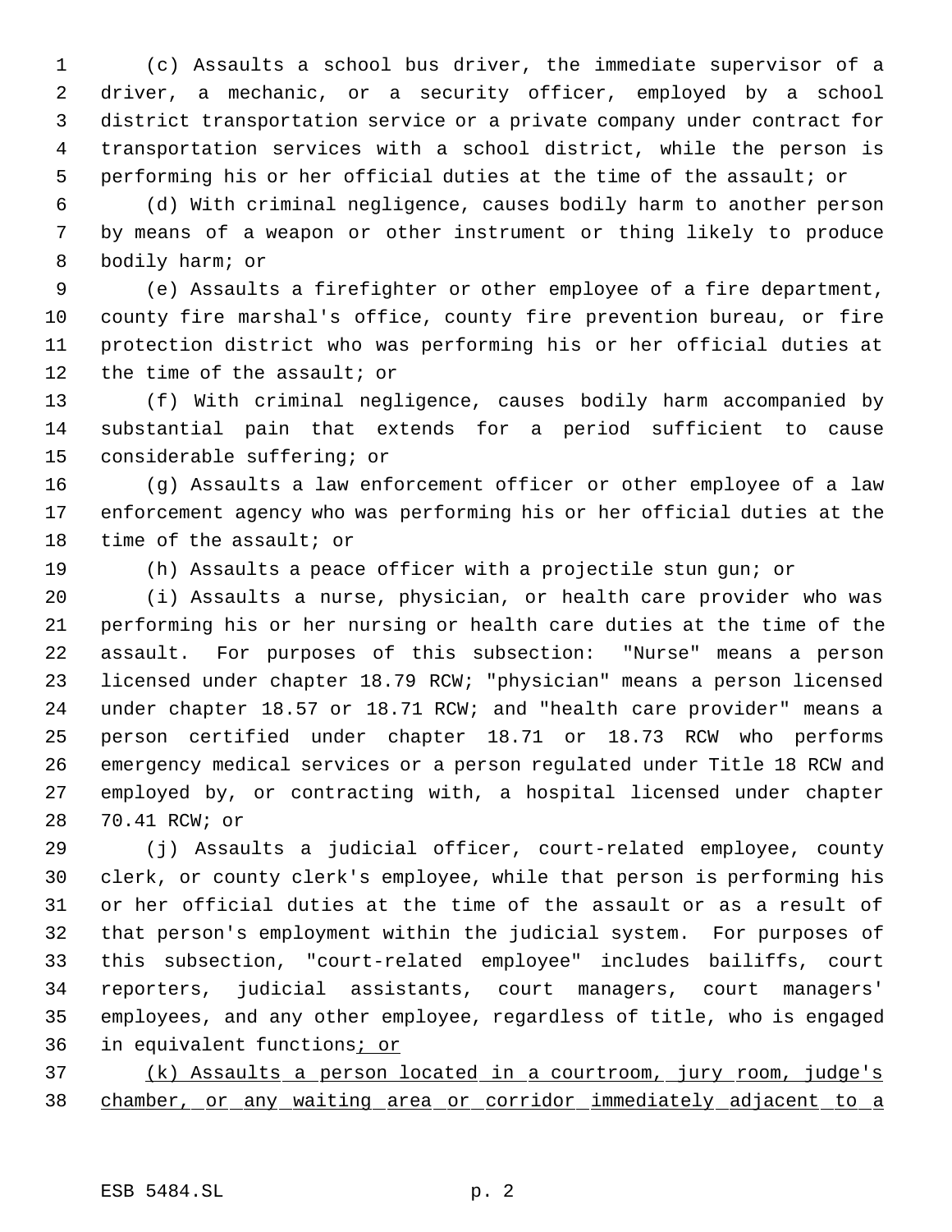(c) Assaults a school bus driver, the immediate supervisor of a driver, a mechanic, or a security officer, employed by a school district transportation service or a private company under contract for transportation services with a school district, while the person is performing his or her official duties at the time of the assault; or

(d) With criminal negligence, causes bodily harm to another person by means of a weapon or other instrument or thing likely to produce bodily harm; or

(e) Assaults a firefighter or other employee of a fire department, county fire marshal's office, county fire prevention bureau, or fire protection district who was performing his or her official duties at the time of the assault; or

(f) With criminal negligence, causes bodily harm accompanied by substantial pain that extends for a period sufficient to cause considerable suffering; or

(g) Assaults a law enforcement officer or other employee of a law enforcement agency who was performing his or her official duties at the time of the assault; or

(h) Assaults a peace officer with a projectile stun gun; or

(i) Assaults a nurse, physician, or health care provider who was performing his or her nursing or health care duties at the time of the assault. For purposes of this subsection: "Nurse" means a person licensed under chapter 18.79 RCW; "physician" means a person licensed under chapter 18.57 or 18.71 RCW; and "health care provider" means a person certified under chapter 18.71 or 18.73 RCW who performs emergency medical services or a person regulated under Title 18 RCW and employed by, or contracting with, a hospital licensed under chapter 70.41 RCW; or

(j) Assaults a judicial officer, court-related employee, county clerk, or county clerk's employee, while that person is performing his or her official duties at the time of the assault or as a result of that person's employment within the judicial system. For purposes of this subsection, "court-related employee" includes bailiffs, court reporters, judicial assistants, court managers, court managers' employees, and any other employee, regardless of title, who is engaged in equivalent functions<u>; or</u>

<u>(k) Assaults a person located in a courtroom, jury room, judge's chamber, or any waiting area or corridor immediately adjacent to a</u>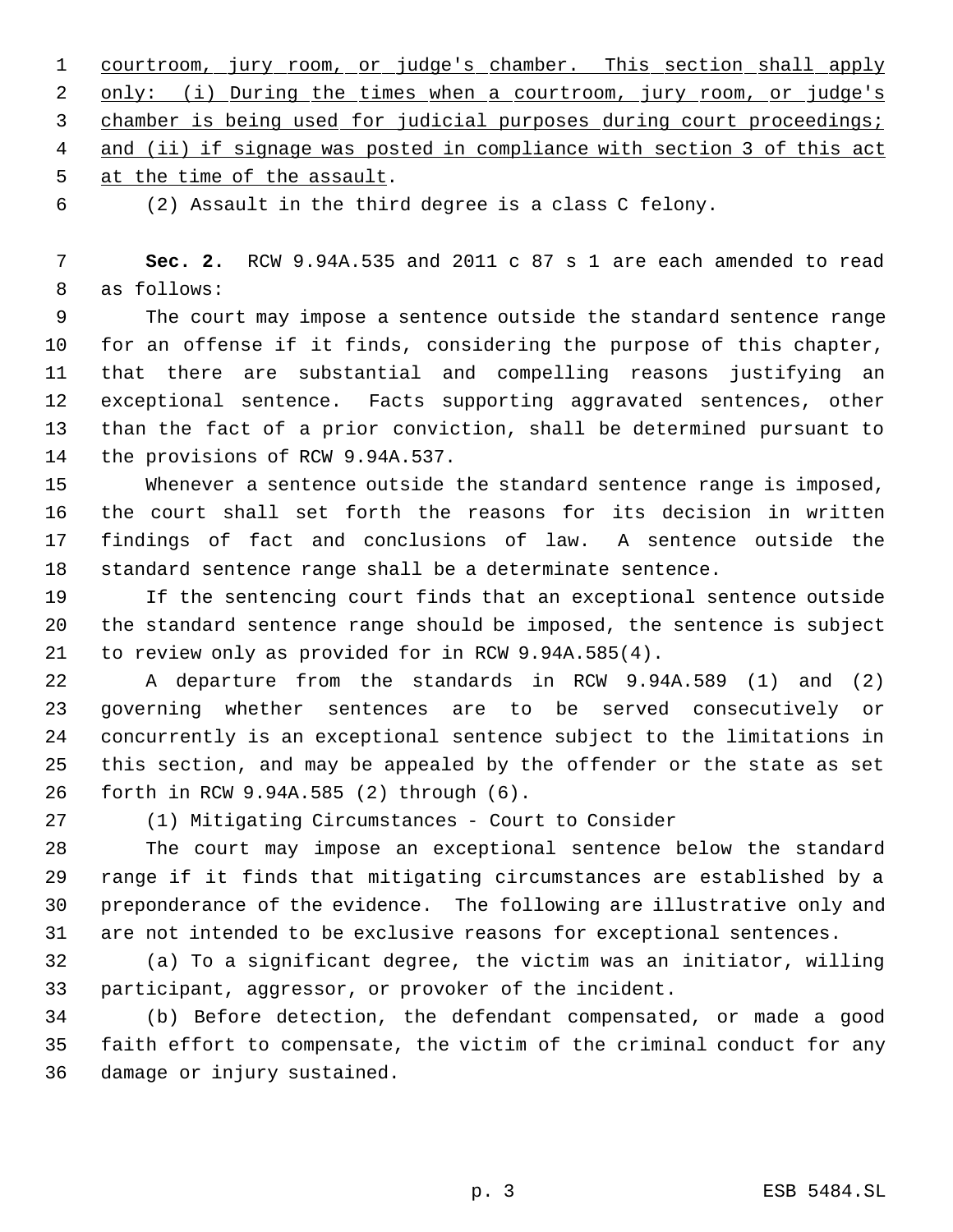courtroom, jury room, or judge's chamber. This section shall apply only: (i) During the times when a courtroom, jury room, or judge's chamber is being used for judicial purposes during court proceedings; and (ii) if signage was posted in compliance with section 3 of this act at the time of the assault.

(2) Assault in the third degree is a class C felony.

**Sec. 2.** RCW 9.94A.535 and 2011 c 87 s 1 are each amended to read as follows:

The court may impose a sentence outside the standard sentence range for an offense if it finds, considering the purpose of this chapter, that there are substantial and compelling reasons justifying an exceptional sentence. Facts supporting aggravated sentences, other than the fact of a prior conviction, shall be determined pursuant to the provisions of RCW 9.94A.537.

Whenever a sentence outside the standard sentence range is imposed, the court shall set forth the reasons for its decision in written findings of fact and conclusions of law. A sentence outside the standard sentence range shall be a determinate sentence.

If the sentencing court finds that an exceptional sentence outside the standard sentence range should be imposed, the sentence is subject to review only as provided for in RCW 9.94A.585(4).

A departure from the standards in RCW 9.94A.589 (1) and (2) governing whether sentences are to be served consecutively or concurrently is an exceptional sentence subject to the limitations in this section, and may be appealed by the offender or the state as set forth in RCW 9.94A.585 (2) through (6).

(1) Mitigating Circumstances - Court to Consider

The court may impose an exceptional sentence below the standard range if it finds that mitigating circumstances are established by a preponderance of the evidence. The following are illustrative only and are not intended to be exclusive reasons for exceptional sentences.

(a) To a significant degree, the victim was an initiator, willing participant, aggressor, or provoker of the incident.

(b) Before detection, the defendant compensated, or made a good faith effort to compensate, the victim of the criminal conduct for any damage or injury sustained.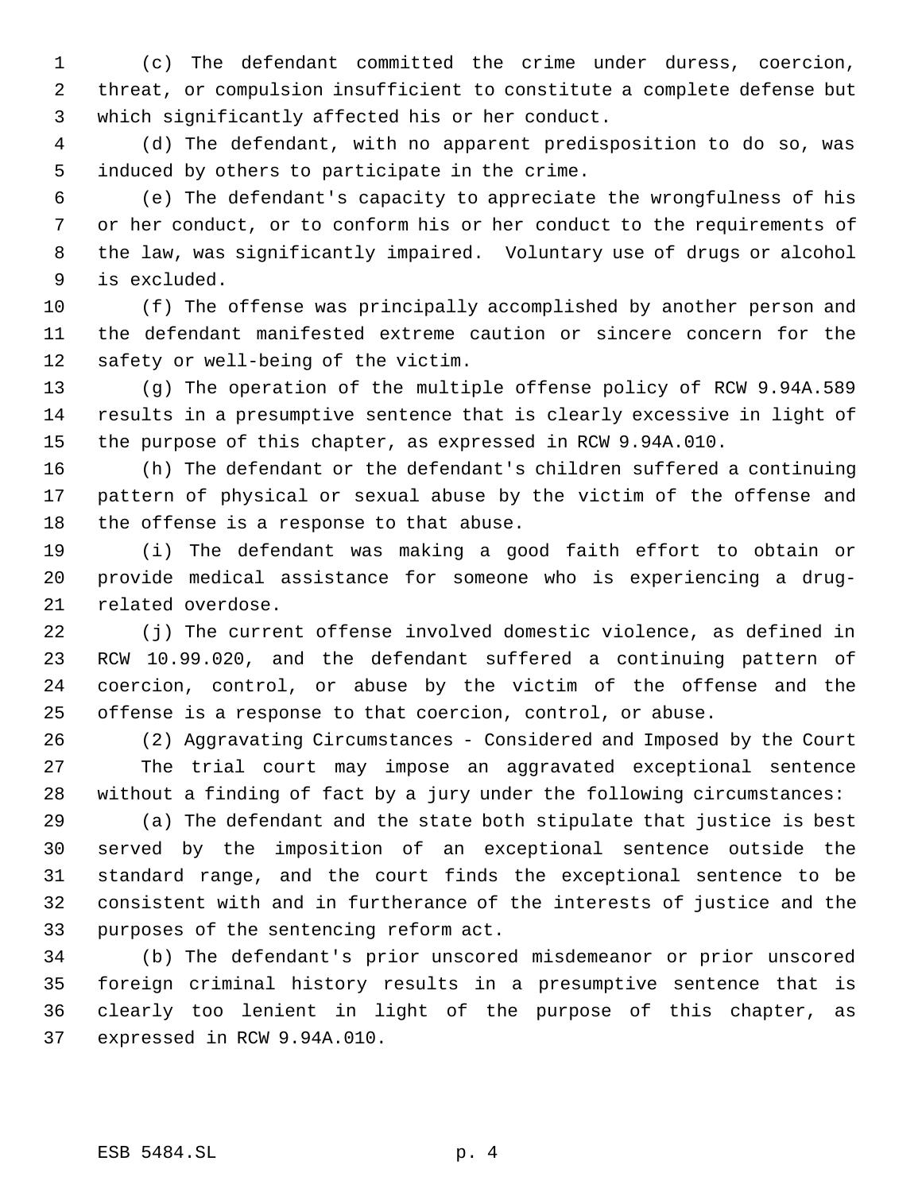(c) The defendant committed the crime under duress, coercion, threat, or compulsion insufficient to constitute a complete defense but which significantly affected his or her conduct.

(d) The defendant, with no apparent predisposition to do so, was induced by others to participate in the crime.

(e) The defendant's capacity to appreciate the wrongfulness of his or her conduct, or to conform his or her conduct to the requirements of the law, was significantly impaired. Voluntary use of drugs or alcohol is excluded.

(f) The offense was principally accomplished by another person and the defendant manifested extreme caution or sincere concern for the safety or well-being of the victim.

(g) The operation of the multiple offense policy of RCW 9.94A.589 results in a presumptive sentence that is clearly excessive in light of the purpose of this chapter, as expressed in RCW 9.94A.010.

(h) The defendant or the defendant's children suffered a continuing pattern of physical or sexual abuse by the victim of the offense and the offense is a response to that abuse.

(i) The defendant was making a good faith effort to obtain or provide medical assistance for someone who is experiencing a drug-related overdose.

(j) The current offense involved domestic violence, as defined in RCW 10.99.020, and the defendant suffered a continuing pattern of coercion, control, or abuse by the victim of the offense and the offense is a response to that coercion, control, or abuse.

(2) Aggravating Circumstances - Considered and Imposed by the Court

The trial court may impose an aggravated exceptional sentence without a finding of fact by a jury under the following circumstances:

(a) The defendant and the state both stipulate that justice is best served by the imposition of an exceptional sentence outside the standard range, and the court finds the exceptional sentence to be consistent with and in furtherance of the interests of justice and the purposes of the sentencing reform act.

(b) The defendant's prior unscored misdemeanor or prior unscored foreign criminal history results in a presumptive sentence that is clearly too lenient in light of the purpose of this chapter, as expressed in RCW 9.94A.010.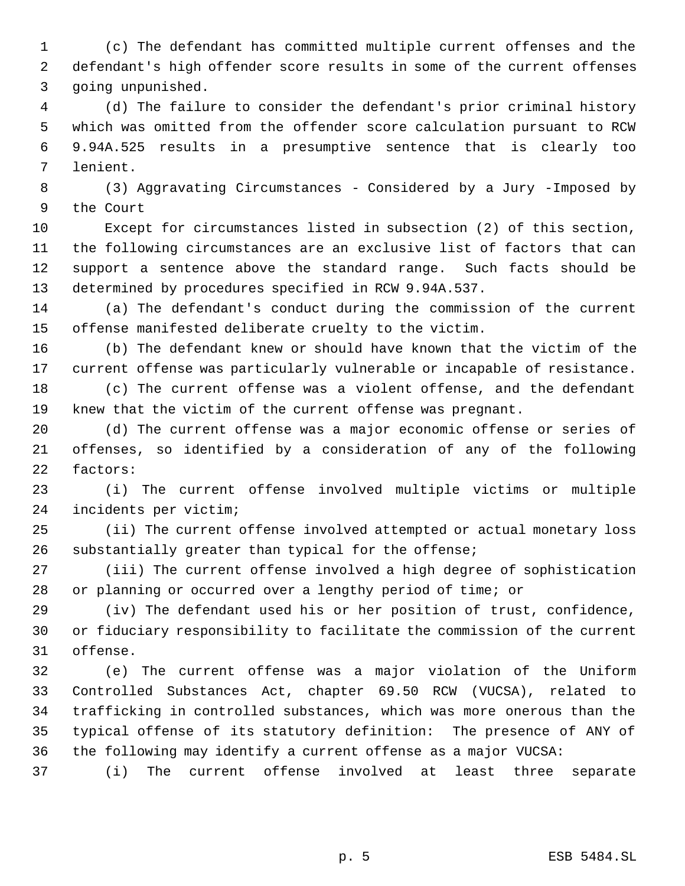(c) The defendant has committed multiple current offenses and the defendant's high offender score results in some of the current offenses going unpunished.

(d) The failure to consider the defendant's prior criminal history which was omitted from the offender score calculation pursuant to RCW 9.94A.525 results in a presumptive sentence that is clearly too lenient.

(3) Aggravating Circumstances - Considered by a Jury -Imposed by the Court

Except for circumstances listed in subsection (2) of this section, the following circumstances are an exclusive list of factors that can support a sentence above the standard range. Such facts should be determined by procedures specified in RCW 9.94A.537.

(a) The defendant's conduct during the commission of the current offense manifested deliberate cruelty to the victim.

(b) The defendant knew or should have known that the victim of the current offense was particularly vulnerable or incapable of resistance.

(c) The current offense was a violent offense, and the defendant knew that the victim of the current offense was pregnant.

(d) The current offense was a major economic offense or series of offenses, so identified by a consideration of any of the following factors:

(i) The current offense involved multiple victims or multiple incidents per victim;

(ii) The current offense involved attempted or actual monetary loss substantially greater than typical for the offense;

(iii) The current offense involved a high degree of sophistication or planning or occurred over a lengthy period of time; or

(iv) The defendant used his or her position of trust, confidence, or fiduciary responsibility to facilitate the commission of the current offense.

(e) The current offense was a major violation of the Uniform Controlled Substances Act, chapter 69.50 RCW (VUCSA), related to trafficking in controlled substances, which was more onerous than the typical offense of its statutory definition: The presence of ANY of the following may identify a current offense as a major VUCSA:

(i) The current offense involved at least three separate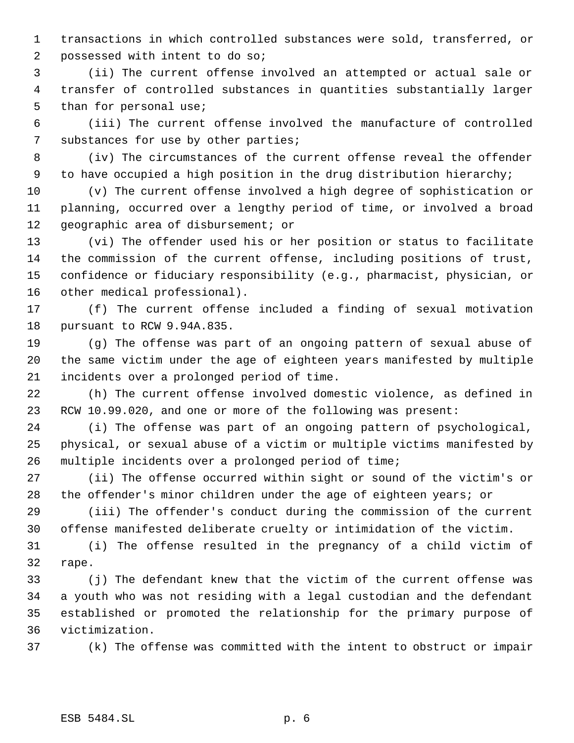transactions in which controlled substances were sold, transferred, or possessed with intent to do so;

(ii) The current offense involved an attempted or actual sale or transfer of controlled substances in quantities substantially larger than for personal use;

(iii) The current offense involved the manufacture of controlled substances for use by other parties;

(iv) The circumstances of the current offense reveal the offender to have occupied a high position in the drug distribution hierarchy;

(v) The current offense involved a high degree of sophistication or planning, occurred over a lengthy period of time, or involved a broad geographic area of disbursement; or

(vi) The offender used his or her position or status to facilitate the commission of the current offense, including positions of trust, confidence or fiduciary responsibility (e.g., pharmacist, physician, or other medical professional).

(f) The current offense included a finding of sexual motivation pursuant to RCW 9.94A.835.

(g) The offense was part of an ongoing pattern of sexual abuse of the same victim under the age of eighteen years manifested by multiple incidents over a prolonged period of time.

(h) The current offense involved domestic violence, as defined in RCW 10.99.020, and one or more of the following was present:

(i) The offense was part of an ongoing pattern of psychological, physical, or sexual abuse of a victim or multiple victims manifested by multiple incidents over a prolonged period of time;

(ii) The offense occurred within sight or sound of the victim's or the offender's minor children under the age of eighteen years; or

(iii) The offender's conduct during the commission of the current offense manifested deliberate cruelty or intimidation of the victim.

(i) The offense resulted in the pregnancy of a child victim of rape.

(j) The defendant knew that the victim of the current offense was a youth who was not residing with a legal custodian and the defendant established or promoted the relationship for the primary purpose of victimization.

(k) The offense was committed with the intent to obstruct or impair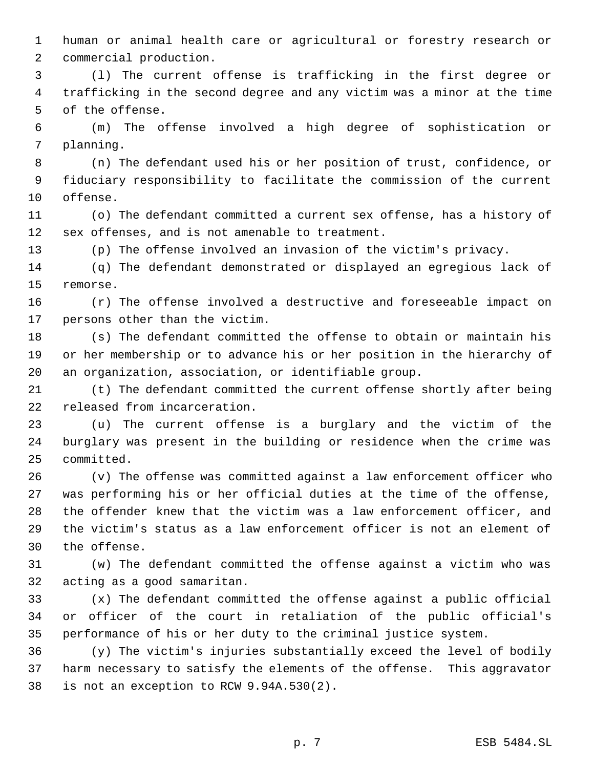human or animal health care or agricultural or forestry research or commercial production.

(l) The current offense is trafficking in the first degree or trafficking in the second degree and any victim was a minor at the time of the offense.

(m) The offense involved a high degree of sophistication or planning.

(n) The defendant used his or her position of trust, confidence, or fiduciary responsibility to facilitate the commission of the current offense.

(o) The defendant committed a current sex offense, has a history of sex offenses, and is not amenable to treatment.

(p) The offense involved an invasion of the victim's privacy.

(q) The defendant demonstrated or displayed an egregious lack of remorse.

(r) The offense involved a destructive and foreseeable impact on persons other than the victim.

(s) The defendant committed the offense to obtain or maintain his or her membership or to advance his or her position in the hierarchy of an organization, association, or identifiable group.

(t) The defendant committed the current offense shortly after being released from incarceration.

(u) The current offense is a burglary and the victim of the burglary was present in the building or residence when the crime was committed.

(v) The offense was committed against a law enforcement officer who was performing his or her official duties at the time of the offense, the offender knew that the victim was a law enforcement officer, and the victim's status as a law enforcement officer is not an element of the offense.

(w) The defendant committed the offense against a victim who was acting as a good samaritan.

(x) The defendant committed the offense against a public official or officer of the court in retaliation of the public official's performance of his or her duty to the criminal justice system.

(y) The victim's injuries substantially exceed the level of bodily harm necessary to satisfy the elements of the offense. This aggravator is not an exception to RCW 9.94A.530(2).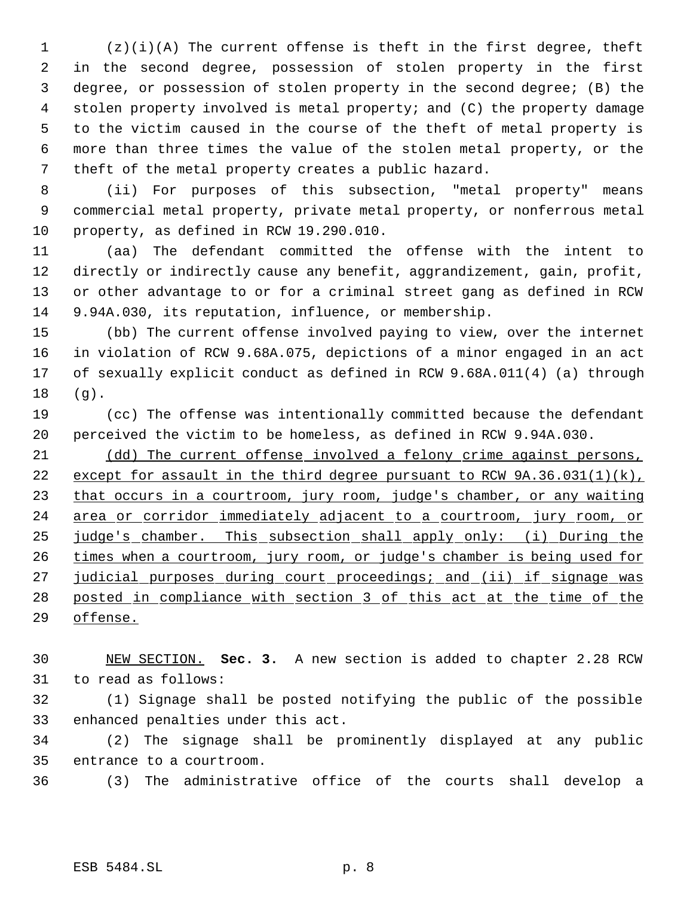(z)(i)(A) The current offense is theft in the first degree, theft in the second degree, possession of stolen property in the first degree, or possession of stolen property in the second degree; (B) the stolen property involved is metal property; and (C) the property damage to the victim caused in the course of the theft of metal property is more than three times the value of the stolen metal property, or the theft of the metal property creates a public hazard.

(ii) For purposes of this subsection, "metal property" means commercial metal property, private metal property, or nonferrous metal property, as defined in RCW 19.290.010.

(aa) The defendant committed the offense with the intent to directly or indirectly cause any benefit, aggrandizement, gain, profit, or other advantage to or for a criminal street gang as defined in RCW 9.94A.030, its reputation, influence, or membership.

(bb) The current offense involved paying to view, over the internet in violation of RCW 9.68A.075, depictions of a minor engaged in an act of sexually explicit conduct as defined in RCW 9.68A.011(4) (a) through (g).

(cc) The offense was intentionally committed because the defendant perceived the victim to be homeless, as defined in RCW 9.94A.030.

<u>(dd) The current offense involved a felony crime against persons, except for assault in the third degree pursuant to RCW 9A.36.031(1)(k), that occurs in a courtroom, jury room, judge's chamber, or any waiting area or corridor immediately adjacent to a courtroom, jury room, or judge's chamber. This subsection shall apply only: (i) During the times when a courtroom, jury room, or judge's chamber is being used for judicial purposes during court proceedings; and (ii) if signage was posted in compliance with section 3 of this act at the time of the offense.</u>

<u>NEW SECTION.</u> **Sec. 3.** A new section is added to chapter 2.28 RCW to read as follows:

(1) Signage shall be posted notifying the public of the possible enhanced penalties under this act.

(2) The signage shall be prominently displayed at any public entrance to a courtroom.

(3) The administrative office of the courts shall develop a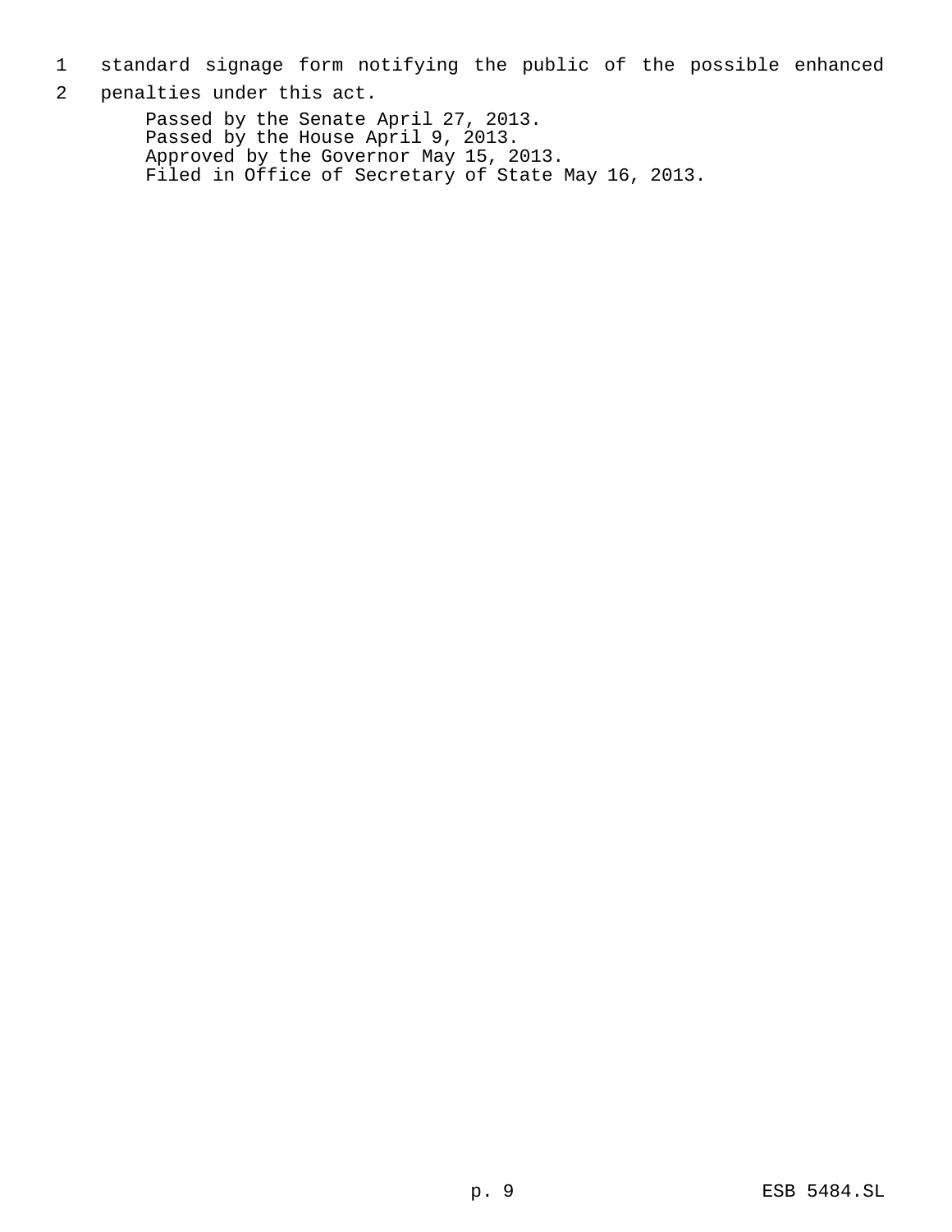standard signage form notifying the public of the possible enhanced penalties under this act.

Passed by the Senate April 27, 2013.
Passed by the House April 9, 2013.
Approved by the Governor May 15, 2013.
Filed in Office of Secretary of State May 16, 2013.